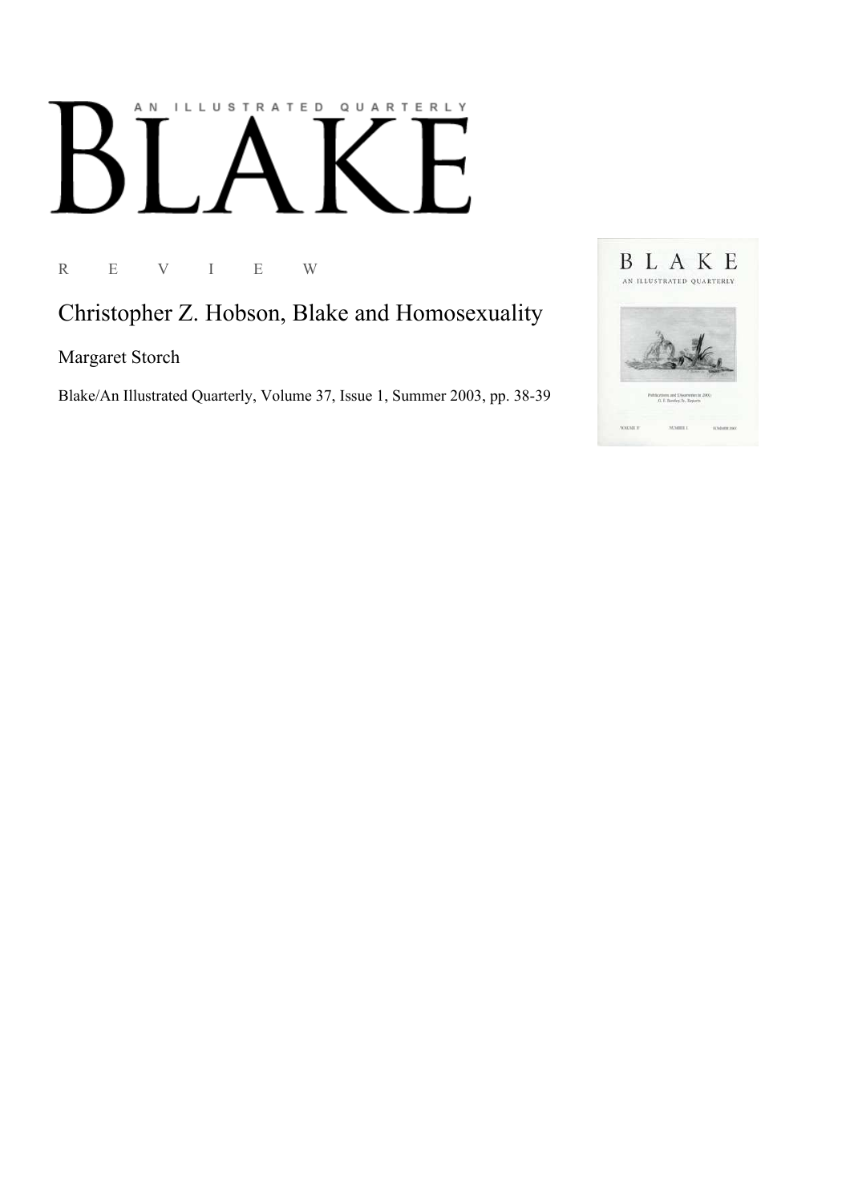AN ILLUSTRATED QUARTERLY

# BLAKE

R E V I E W

## Christopher Z. Hobson, Blake and Homosexuality

Margaret Storch

Blake/An Illustrated Quarterly, Volume 37, Issue 1, Summer 2003, pp. 38-39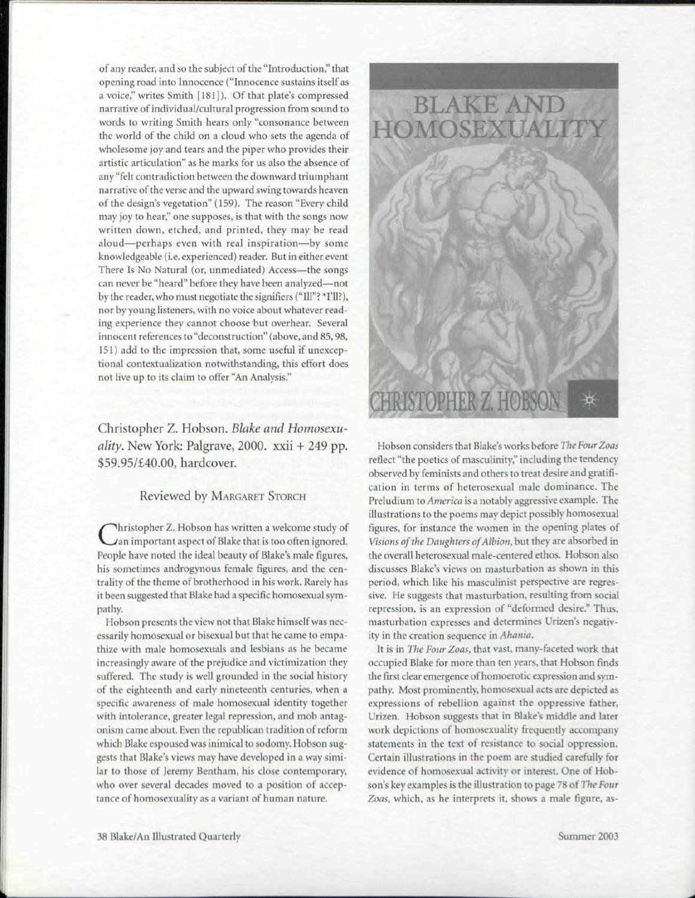of any reader, and so the subject of the "Introduction," that opening road into Innocence ("Innocence sustains itself as a voice," writes Smith [181]). Of that plate's compressed narrative of individual/cultural progression from sound to words to writing Smith hears only "consonance between the world of the child on a cloud who sets the agenda of wholesome joy and tears and the piper who provides their artistic articulation" as he marks for us also the absence of any "felt contradiction between the downward triumphant narrative of the verse and the upward swing towards heaven of the design's vegetation" (159). The reason "Every child may joy to hear," one supposes, is that with the songs now written down, etched, and printed, they may be read aloud—perhaps even with real inspiration—by some knowledgeable (i.e. experienced) reader. But in either event There Is No Natural (or, unmediated) Access—the songs can never be "heard" before they have been analyzed—not by the reader, who must negotiate the signifiers ("Ill"? "I'll?), nor by young listeners, with no voice about whatever reading experience they cannot choose but overhear. Several innocent references to "deconstruction" (above, and 85, 98, 151) add to the impression that, some useful if unexceptional contextualization notwithstanding, this effort does not live up to its claim to offer "An Analysis."

## Christopher Z. Hobson. *Blake and Homosexuality*. New York: Palgrave, 2000. xxii + 249 pp. $59.95/£40.00, hardcover.

### Reviewed by Margaret Storch

Christopher Z. Hobson has written a welcome study of an important aspect of Blake that is too often ignored. People have noted the ideal beauty of Blake's male figures, his sometimes androgynous female figures, and the centrality of the theme of brotherhood in his work. Rarely has it been suggested that Blake had a specific homosexual sympathy.

Hobson presents the view not that Blake himself was necessarily homosexual or bisexual but that he came to empathize with male homosexuals and lesbians as he became increasingly aware of the prejudice and victimization they suffered. The study is well grounded in the social history of the eighteenth and early nineteenth centuries, when a specific awareness of male homosexual identity together with intolerance, greater legal repression, and mob antagonism came about. Even the republican tradition of reform which Blake espoused was inimical to sodomy. Hobson suggests that Blake's views may have developed in a way similar to those of Jeremy Bentham, his close contemporary, who over several decades moved to a position of acceptance of homosexuality as a variant of human nature.

Hobson considers that Blake's works before *The Four Zoas* reflect "the poetics of masculinity," including the tendency observed by feminists and others to treat desire and gratification in terms of heterosexual male dominance. The Preludium to *America* is a notably aggressive example. The illustrations to the poems may depict possibly homosexual figures, for instance the women in the opening plates of *Visions of the Daughters of Albion*, but they are absorbed in the overall heterosexual male-centered ethos. Hobson also discusses Blake's views on masturbation as shown in this period, which like his masculinist perspective are regressive. He suggests that masturbation, resulting from social repression, is an expression of "deformed desire." Thus, masturbation expresses and determines Urizen's negativity in the creation sequence in *Ahania*.

It is in *The Four Zoas*, that vast, many-faceted work that occupied Blake for more than ten years, that Hobson finds the first clear emergence of homoerotic expression and sympathy. Most prominently, homosexual acts are depicted as expressions of rebellion against the oppressive father, Urizen. Hobson suggests that in Blake's middle and later work depictions of homosexuality frequently accompany statements in the text of resistance to social oppression. Certain illustrations in the poem are studied carefully for evidence of homosexual activity or interest. One of Hobson's key examples is the illustration to page 78 of *The Four Zoas*, which, as he interprets it, shows a male figure, as-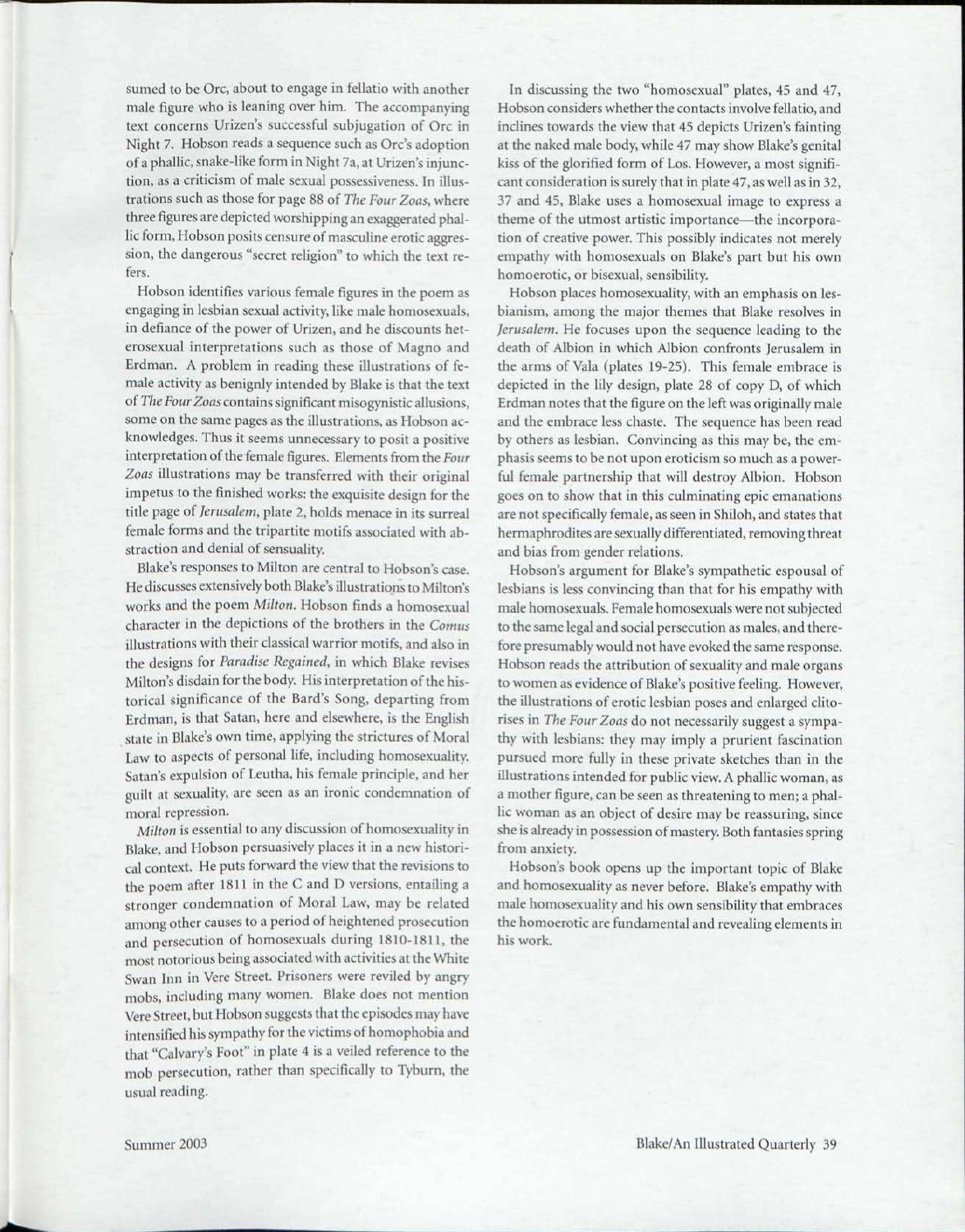sumed to be Orc, about to engage in fellatio with another male figure who is leaning over him. The accompanying text concerns Urizen's successful subjugation of Orc in Night 7. Hobson reads a sequence such as Orc's adoption of a phallic, snake-like form in Night 7a, at Urizen's injunction, as a criticism of male sexual possessiveness. In illustrations such as those for page 88 of *The Four Zoas*, where three figures are depicted worshipping an exaggerated phallic form, Hobson posits censure of masculine erotic aggression, the dangerous "secret religion" to which the text refers.

Hobson identifies various female figures in the poem as engaging in lesbian sexual activity, like male homosexuals, in defiance of the power of Urizen, and he discounts heterosexual interpretations such as those of Magno and Erdman. A problem in reading these illustrations of female activity as benignly intended by Blake is that the text of *The Four Zoas* contains significant misogynistic allusions, some on the same pages as the illustrations, as Hobson acknowledges. Thus it seems unnecessary to posit a positive interpretation of the female figures. Elements from the *Four Zoas* illustrations may be transferred with their original impetus to the finished works: the exquisite design for the title page of *Jerusalem*, plate 2, holds menace in its surreal female forms and the tripartite motifs associated with abstraction and denial of sensuality.

Blake's responses to Milton are central to Hobson's case. He discusses extensively both Blake's illustrations to Milton's works and the poem *Milton*. Hobson finds a homosexual character in the depictions of the brothers in the *Comus* illustrations with their classical warrior motifs, and also in the designs for *Paradise Regained*, in which Blake revises Milton's disdain for the body. His interpretation of the historical significance of the Bard's Song, departing from Erdman, is that Satan, here and elsewhere, is the English state in Blake's own time, applying the strictures of Moral Law to aspects of personal life, including homosexuality. Satan's expulsion of Leutha, his female principle, and her guilt at sexuality, are seen as an ironic condemnation of moral repression.

*Milton* is essential to any discussion of homosexuality in Blake, and Hobson persuasively places it in a new historical context. He puts forward the view that the revisions to the poem after 1811 in the C and D versions, entailing a stronger condemnation of Moral Law, may be related among other causes to a period of heightened prosecution and persecution of homosexuals during 1810-1811, the most notorious being associated with activities at the White Swan Inn in Vere Street. Prisoners were reviled by angry mobs, including many women. Blake does not mention Vere Street, but Hobson suggests that the episodes may have intensified his sympathy for the victims of homophobia and that "Calvary's Foot" in plate 4 is a veiled reference to the mob persecution, rather than specifically to Tyburn, the usual reading.

In discussing the two "homosexual" plates, 45 and 47, Hobson considers whether the contacts involve fellatio, and inclines towards the view that 45 depicts Urizen's fainting at the naked male body, while 47 may show Blake's genital kiss of the glorified form of Los. However, a most significant consideration is surely that in plate 47, as well as in 32, 37 and 45, Blake uses a homosexual image to express a theme of the utmost artistic importance—the incorporation of creative power. This possibly indicates not merely empathy with homosexuals on Blake's part but his own homoerotic, or bisexual, sensibility.

Hobson places homosexuality, with an emphasis on lesbianism, among the major themes that Blake resolves in *Jerusalem*. He focuses upon the sequence leading to the death of Albion in which Albion confronts Jerusalem in the arms of Vala (plates 19-25). This female embrace is depicted in the lily design, plate 28 of copy D, of which Erdman notes that the figure on the left was originally male and the embrace less chaste. The sequence has been read by others as lesbian. Convincing as this may be, the emphasis seems to be not upon eroticism so much as a powerful female partnership that will destroy Albion. Hobson goes on to show that in this culminating epic emanations are not specifically female, as seen in Shiloh, and states that hermaphrodites are sexually differentiated, removing threat and bias from gender relations.

Hobson's argument for Blake's sympathetic espousal of lesbians is less convincing than that for his empathy with male homosexuals. Female homosexuals were not subjected to the same legal and social persecution as males, and therefore presumably would not have evoked the same response. Hobson reads the attribution of sexuality and male organs to women as evidence of Blake's positive feeling. However, the illustrations of erotic lesbian poses and enlarged clitorises in *The Four Zoas* do not necessarily suggest a sympathy with lesbians: they may imply a prurient fascination pursued more fully in these private sketches than in the illustrations intended for public view. A phallic woman, as a mother figure, can be seen as threatening to men; a phallic woman as an object of desire may be reassuring, since she is already in possession of mastery. Both fantasies spring from anxiety.

Hobson's book opens up the important topic of Blake and homosexuality as never before. Blake's empathy with male homosexuality and his own sensibility that embraces the homoerotic are fundamental and revealing elements in his work.